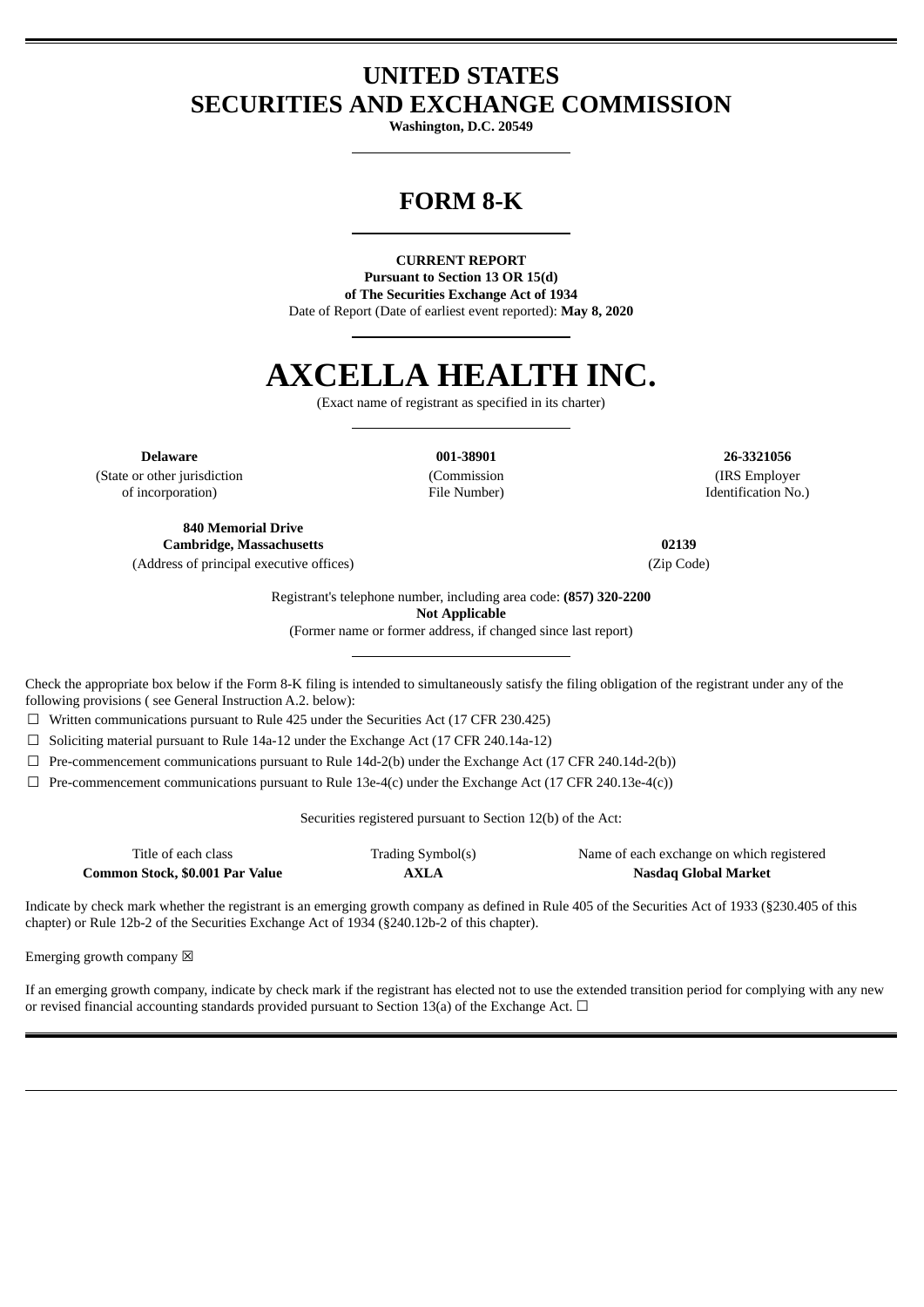# UNITED STATES
# SECURITIES AND EXCHANGE COMMISSION

**Washington, D.C. 20549**

# FORM 8-K

**CURRENT REPORT**
**Pursuant to Section 13 OR 15(d)**
**of The Securities Exchange Act of 1934**
Date of Report (Date of earliest event reported): **May 8, 2020**

# AXCELLA HEALTH INC.

(Exact name of registrant as specified in its charter)

| **Delaware** | **001-38901** | **26-3321056** |
|---|---|---|
| (State or other jurisdiction of incorporation) | (Commission File Number) | (IRS Employer Identification No.) |

| **840 Memorial Drive Cambridge, Massachusetts** | **02139** |
|---|---|
| (Address of principal executive offices) | (Zip Code) |

Registrant's telephone number, including area code: **(857) 320-2200**
**Not Applicable**
(Former name or former address, if changed since last report)

Check the appropriate box below if the Form 8-K filing is intended to simultaneously satisfy the filing obligation of the registrant under any of the following provisions ( see General Instruction A.2. below):

☐ Written communications pursuant to Rule 425 under the Securities Act (17 CFR 230.425)

☐ Soliciting material pursuant to Rule 14a-12 under the Exchange Act (17 CFR 240.14a-12)

☐ Pre-commencement communications pursuant to Rule 14d-2(b) under the Exchange Act (17 CFR 240.14d-2(b))

☐ Pre-commencement communications pursuant to Rule 13e-4(c) under the Exchange Act (17 CFR 240.13e-4(c))

Securities registered pursuant to Section 12(b) of the Act:

| Title of each class | Trading Symbol(s) | Name of each exchange on which registered |
|---|---|---|
| **Common Stock, $0.001 Par Value** | **AXLA** | **Nasdaq Global Market** |

Indicate by check mark whether the registrant is an emerging growth company as defined in Rule 405 of the Securities Act of 1933 (§230.405 of this chapter) or Rule 12b-2 of the Securities Exchange Act of 1934 (§240.12b-2 of this chapter).

Emerging growth company ☒

If an emerging growth company, indicate by check mark if the registrant has elected not to use the extended transition period for complying with any new or revised financial accounting standards provided pursuant to Section 13(a) of the Exchange Act. ☐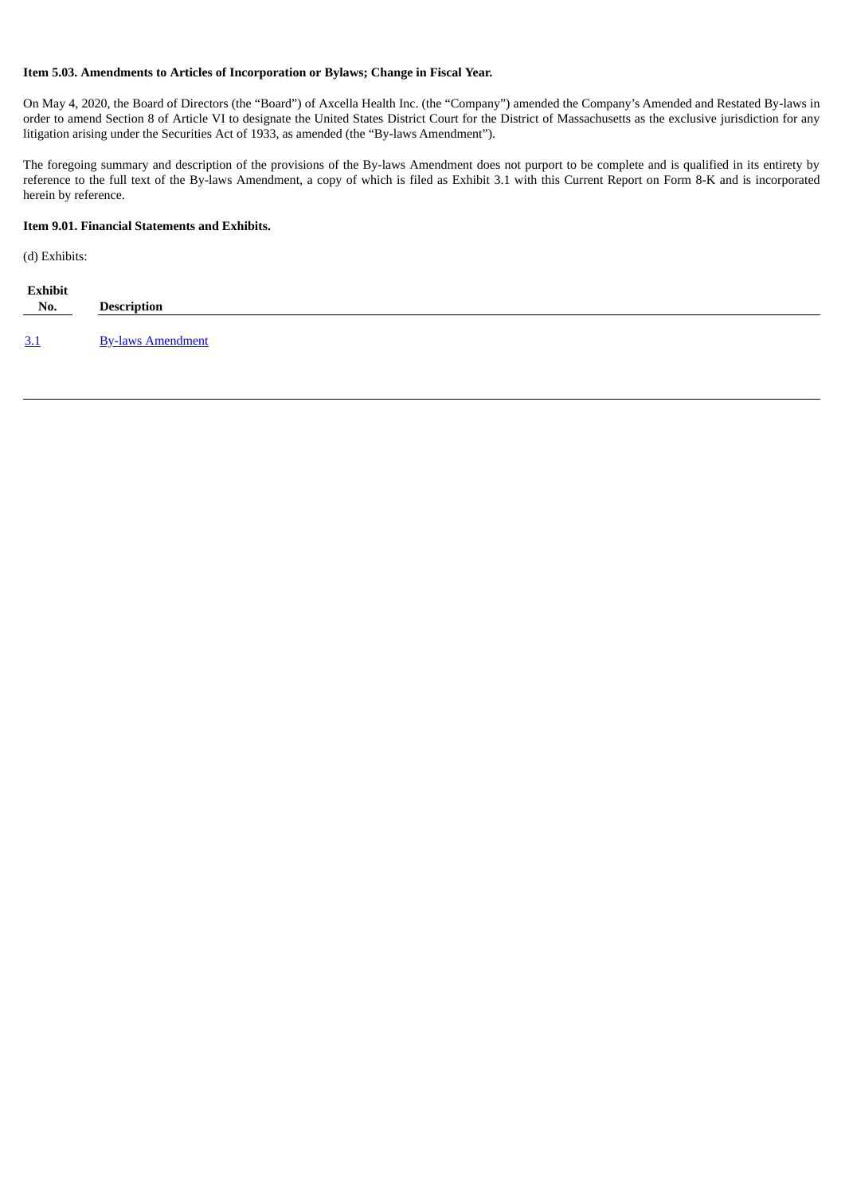**Item 5.03. Amendments to Articles of Incorporation or Bylaws; Change in Fiscal Year.**

On May 4, 2020, the Board of Directors (the "Board") of Axcella Health Inc. (the "Company") amended the Company's Amended and Restated By-laws in order to amend Section 8 of Article VI to designate the United States District Court for the District of Massachusetts as the exclusive jurisdiction for any litigation arising under the Securities Act of 1933, as amended (the "By-laws Amendment").

The foregoing summary and description of the provisions of the By-laws Amendment does not purport to be complete and is qualified in its entirety by reference to the full text of the By-laws Amendment, a copy of which is filed as Exhibit 3.1 with this Current Report on Form 8-K and is incorporated herein by reference.

**Item 9.01. Financial Statements and Exhibits.**

(d) Exhibits:

| Exhibit No. | Description |
|---|---|
| 3.1 | By-laws Amendment |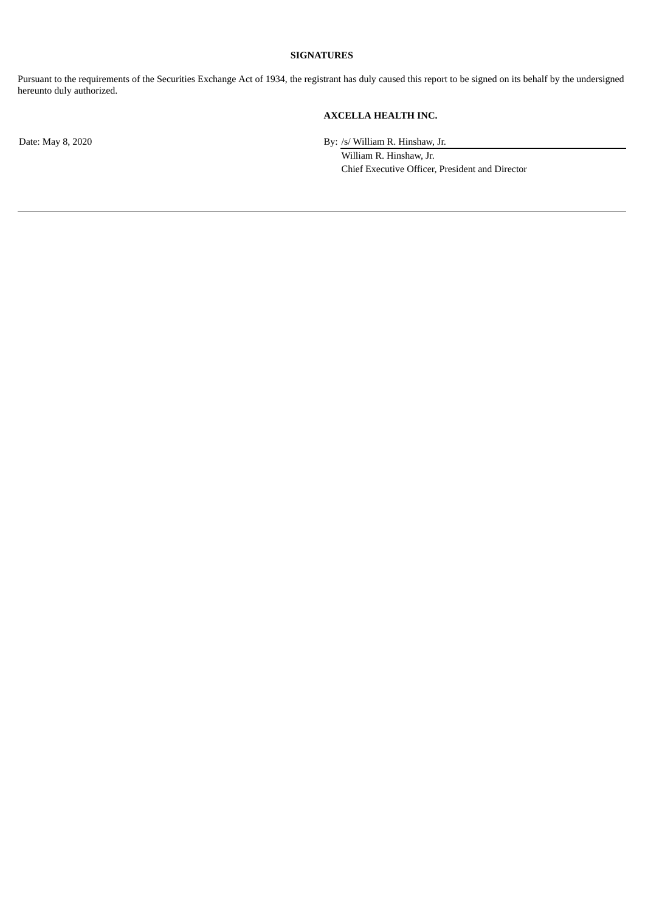**SIGNATURES**

Pursuant to the requirements of the Securities Exchange Act of 1934, the registrant has duly caused this report to be signed on its behalf by the undersigned hereunto duly authorized.

**AXCELLA HEALTH INC.**

Date: May 8, 2020

By: /s/ William R. Hinshaw, Jr.

William R. Hinshaw, Jr.

Chief Executive Officer, President and Director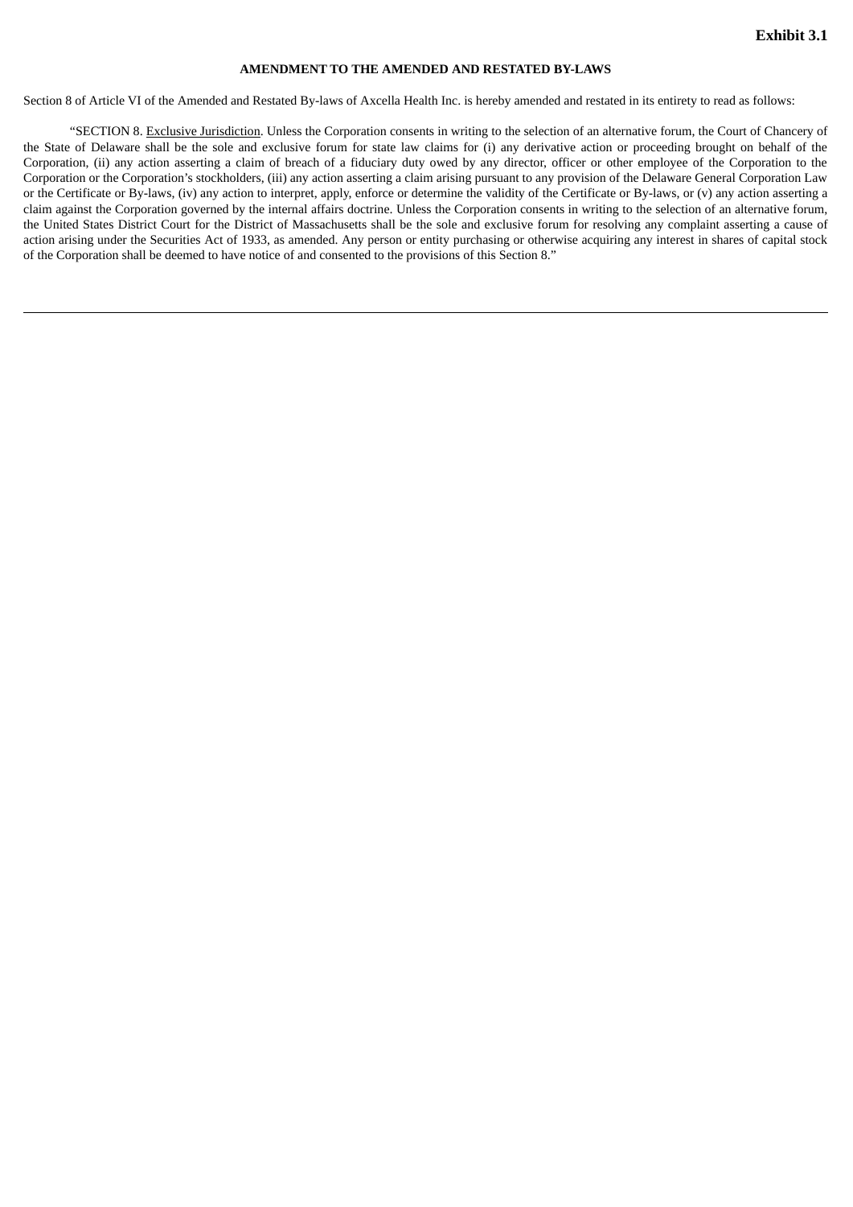**Exhibit 3.1**

**AMENDMENT TO THE AMENDED AND RESTATED BY-LAWS**

Section 8 of Article VI of the Amended and Restated By-laws of Axcella Health Inc. is hereby amended and restated in its entirety to read as follows:

"SECTION 8. Exclusive Jurisdiction. Unless the Corporation consents in writing to the selection of an alternative forum, the Court of Chancery of the State of Delaware shall be the sole and exclusive forum for state law claims for (i) any derivative action or proceeding brought on behalf of the Corporation, (ii) any action asserting a claim of breach of a fiduciary duty owed by any director, officer or other employee of the Corporation to the Corporation or the Corporation's stockholders, (iii) any action asserting a claim arising pursuant to any provision of the Delaware General Corporation Law or the Certificate or By-laws, (iv) any action to interpret, apply, enforce or determine the validity of the Certificate or By-laws, or (v) any action asserting a claim against the Corporation governed by the internal affairs doctrine. Unless the Corporation consents in writing to the selection of an alternative forum, the United States District Court for the District of Massachusetts shall be the sole and exclusive forum for resolving any complaint asserting a cause of action arising under the Securities Act of 1933, as amended. Any person or entity purchasing or otherwise acquiring any interest in shares of capital stock of the Corporation shall be deemed to have notice of and consented to the provisions of this Section 8."